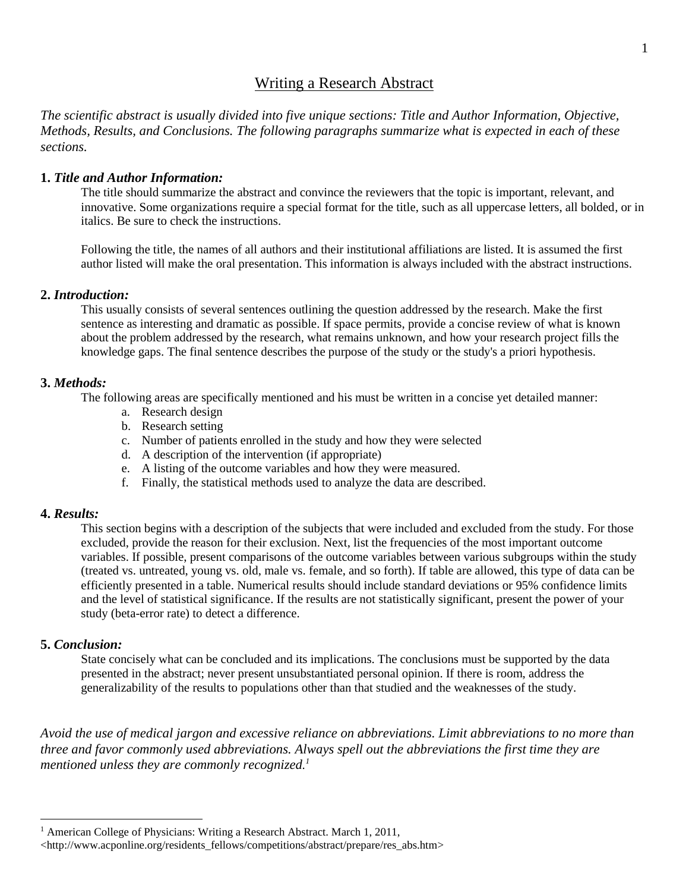# Writing a Research Abstract

*The scientific abstract is usually divided into five unique sections: Title and Author Information, Objective, Methods, Results, and Conclusions. The following paragraphs summarize what is expected in each of these sections.*

**1.** ***Title and Author Information:***

The title should summarize the abstract and convince the reviewers that the topic is important, relevant, and innovative. Some organizations require a special format for the title, such as all uppercase letters, all bolded, or in italics. Be sure to check the instructions.

Following the title, the names of all authors and their institutional affiliations are listed. It is assumed the first author listed will make the oral presentation. This information is always included with the abstract instructions.

**2.** ***Introduction:***

This usually consists of several sentences outlining the question addressed by the research. Make the first sentence as interesting and dramatic as possible. If space permits, provide a concise review of what is known about the problem addressed by the research, what remains unknown, and how your research project fills the knowledge gaps. The final sentence describes the purpose of the study or the study's a priori hypothesis.

**3.** ***Methods:***

The following areas are specifically mentioned and his must be written in a concise yet detailed manner:

a. Research design
b. Research setting
c. Number of patients enrolled in the study and how they were selected
d. A description of the intervention (if appropriate)
e. A listing of the outcome variables and how they were measured.
f. Finally, the statistical methods used to analyze the data are described.

**4.** ***Results:***

This section begins with a description of the subjects that were included and excluded from the study. For those excluded, provide the reason for their exclusion. Next, list the frequencies of the most important outcome variables. If possible, present comparisons of the outcome variables between various subgroups within the study (treated vs. untreated, young vs. old, male vs. female, and so forth). If table are allowed, this type of data can be efficiently presented in a table. Numerical results should include standard deviations or 95% confidence limits and the level of statistical significance. If the results are not statistically significant, present the power of your study (beta-error rate) to detect a difference.

**5.** ***Conclusion:***

State concisely what can be concluded and its implications. The conclusions must be supported by the data presented in the abstract; never present unsubstantiated personal opinion. If there is room, address the generalizability of the results to populations other than that studied and the weaknesses of the study.

*Avoid the use of medical jargon and excessive reliance on abbreviations. Limit abbreviations to no more than three and favor commonly used abbreviations. Always spell out the abbreviations the first time they are mentioned unless they are commonly recognized.*[1]

---

[1] American College of Physicians: Writing a Research Abstract. March 1, 2011, <http://www.acponline.org/residents_fellows/competitions/abstract/prepare/res_abs.htm>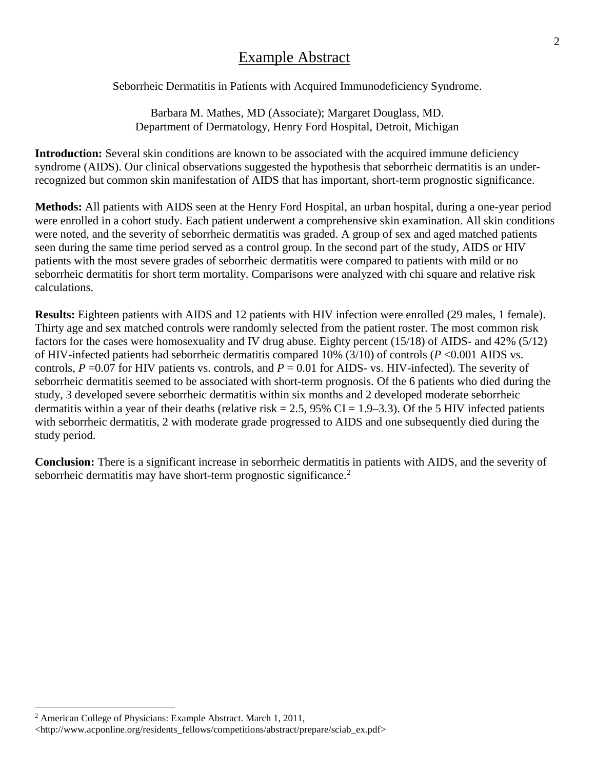# Example Abstract

Seborrheic Dermatitis in Patients with Acquired Immunodeficiency Syndrome.

Barbara M. Mathes, MD (Associate); Margaret Douglass, MD.
Department of Dermatology, Henry Ford Hospital, Detroit, Michigan

**Introduction:** Several skin conditions are known to be associated with the acquired immune deficiency syndrome (AIDS). Our clinical observations suggested the hypothesis that seborrheic dermatitis is an under-recognized but common skin manifestation of AIDS that has important, short-term prognostic significance.

**Methods:** All patients with AIDS seen at the Henry Ford Hospital, an urban hospital, during a one-year period were enrolled in a cohort study. Each patient underwent a comprehensive skin examination. All skin conditions were noted, and the severity of seborrheic dermatitis was graded. A group of sex and aged matched patients seen during the same time period served as a control group. In the second part of the study, AIDS or HIV patients with the most severe grades of seborrheic dermatitis were compared to patients with mild or no seborrheic dermatitis for short term mortality. Comparisons were analyzed with chi square and relative risk calculations.

**Results:** Eighteen patients with AIDS and 12 patients with HIV infection were enrolled (29 males, 1 female). Thirty age and sex matched controls were randomly selected from the patient roster. The most common risk factors for the cases were homosexuality and IV drug abuse. Eighty percent (15/18) of AIDS- and 42% (5/12) of HIV-infected patients had seborrheic dermatitis compared 10% (3/10) of controls ($P < 0.001$ AIDS vs. controls, $P = 0.07$ for HIV patients vs. controls, and $P = 0.01$ for AIDS- vs. HIV-infected). The severity of seborrheic dermatitis seemed to be associated with short-term prognosis. Of the 6 patients who died during the study, 3 developed severe seborrheic dermatitis within six months and 2 developed moderate seborrheic dermatitis within a year of their deaths (relative risk = 2.5, 95% CI = 1.9–3.3). Of the 5 HIV infected patients with seborrheic dermatitis, 2 with moderate grade progressed to AIDS and one subsequently died during the study period.

**Conclusion:** There is a significant increase in seborrheic dermatitis in patients with AIDS, and the severity of seborrheic dermatitis may have short-term prognostic significance.[2]

[2] American College of Physicians: Example Abstract. March 1, 2011, <http://www.acponline.org/residents_fellows/competitions/abstract/prepare/sciab_ex.pdf>